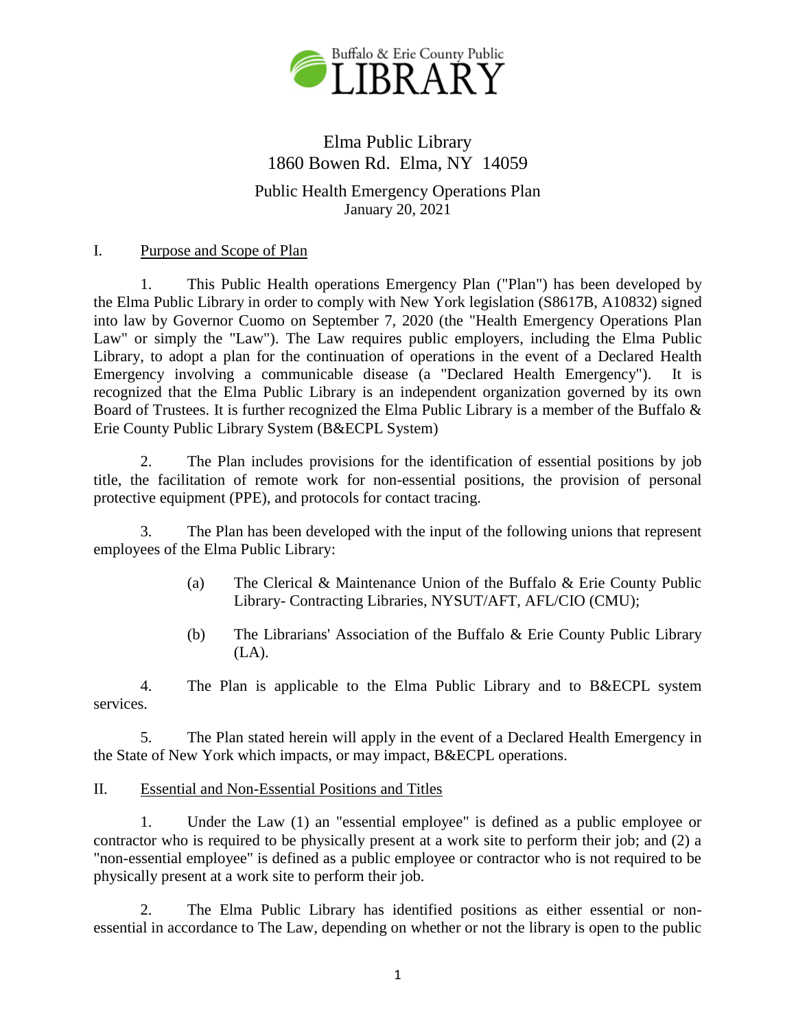Buffalo & Erie County Public LIBRARY

# Elma Public Library
## 1860 Bowen Rd. Elma, NY 14059

### Public Health Emergency Operations Plan
January 20, 2021

## I. Purpose and Scope of Plan

1. This Public Health operations Emergency Plan ("Plan") has been developed by the Elma Public Library in order to comply with New York legislation (S8617B, A10832) signed into law by Governor Cuomo on September 7, 2020 (the "Health Emergency Operations Plan Law" or simply the "Law"). The Law requires public employers, including the Elma Public Library, to adopt a plan for the continuation of operations in the event of a Declared Health Emergency involving a communicable disease (a "Declared Health Emergency"). It is recognized that the Elma Public Library is an independent organization governed by its own Board of Trustees. It is further recognized the Elma Public Library is a member of the Buffalo & Erie County Public Library System (B&ECPL System)

2. The Plan includes provisions for the identification of essential positions by job title, the facilitation of remote work for non-essential positions, the provision of personal protective equipment (PPE), and protocols for contact tracing.

3. The Plan has been developed with the input of the following unions that represent employees of the Elma Public Library:

   (a) The Clerical & Maintenance Union of the Buffalo & Erie County Public Library- Contracting Libraries, NYSUT/AFT, AFL/CIO (CMU);

   (b) The Librarians' Association of the Buffalo & Erie County Public Library (LA).

4. The Plan is applicable to the Elma Public Library and to B&ECPL system services.

5. The Plan stated herein will apply in the event of a Declared Health Emergency in the State of New York which impacts, or may impact, B&ECPL operations.

## II. Essential and Non-Essential Positions and Titles

1. Under the Law (1) an "essential employee" is defined as a public employee or contractor who is required to be physically present at a work site to perform their job; and (2) a "non-essential employee" is defined as a public employee or contractor who is not required to be physically present at a work site to perform their job.

2. The Elma Public Library has identified positions as either essential or non-essential in accordance to The Law, depending on whether or not the library is open to the public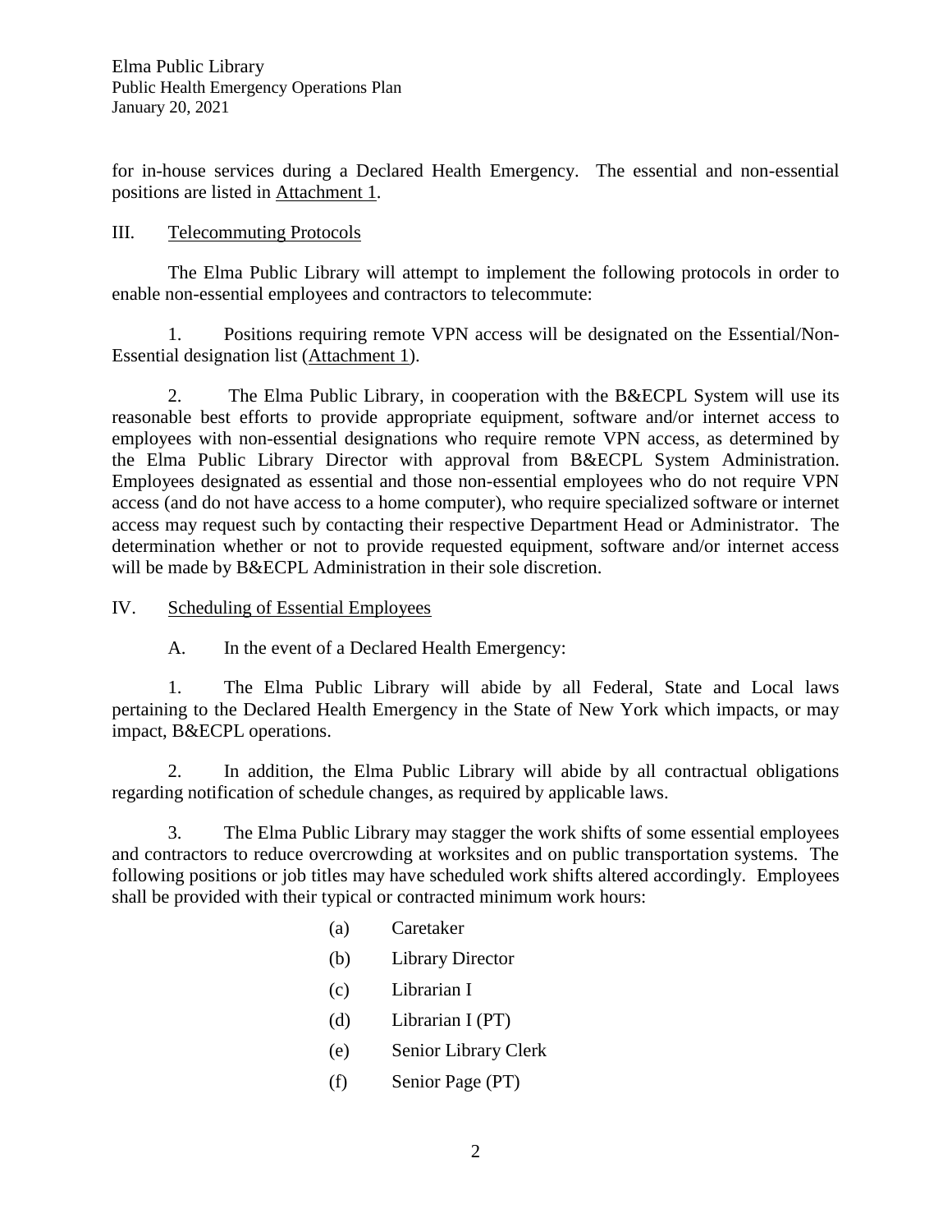for in-house services during a Declared Health Emergency. The essential and non-essential positions are listed in Attachment 1.

## III. Telecommuting Protocols

The Elma Public Library will attempt to implement the following protocols in order to enable non-essential employees and contractors to telecommute:

1. Positions requiring remote VPN access will be designated on the Essential/Non-Essential designation list (Attachment 1).

2. The Elma Public Library, in cooperation with the B&ECPL System will use its reasonable best efforts to provide appropriate equipment, software and/or internet access to employees with non-essential designations who require remote VPN access, as determined by the Elma Public Library Director with approval from B&ECPL System Administration. Employees designated as essential and those non-essential employees who do not require VPN access (and do not have access to a home computer), who require specialized software or internet access may request such by contacting their respective Department Head or Administrator. The determination whether or not to provide requested equipment, software and/or internet access will be made by B&ECPL Administration in their sole discretion.

## IV. Scheduling of Essential Employees

A. In the event of a Declared Health Emergency:

1. The Elma Public Library will abide by all Federal, State and Local laws pertaining to the Declared Health Emergency in the State of New York which impacts, or may impact, B&ECPL operations.

2. In addition, the Elma Public Library will abide by all contractual obligations regarding notification of schedule changes, as required by applicable laws.

3. The Elma Public Library may stagger the work shifts of some essential employees and contractors to reduce overcrowding at worksites and on public transportation systems. The following positions or job titles may have scheduled work shifts altered accordingly. Employees shall be provided with their typical or contracted minimum work hours:

   (a) Caretaker

   (b) Library Director

   (c) Librarian I

   (d) Librarian I (PT)

   (e) Senior Library Clerk

   (f) Senior Page (PT)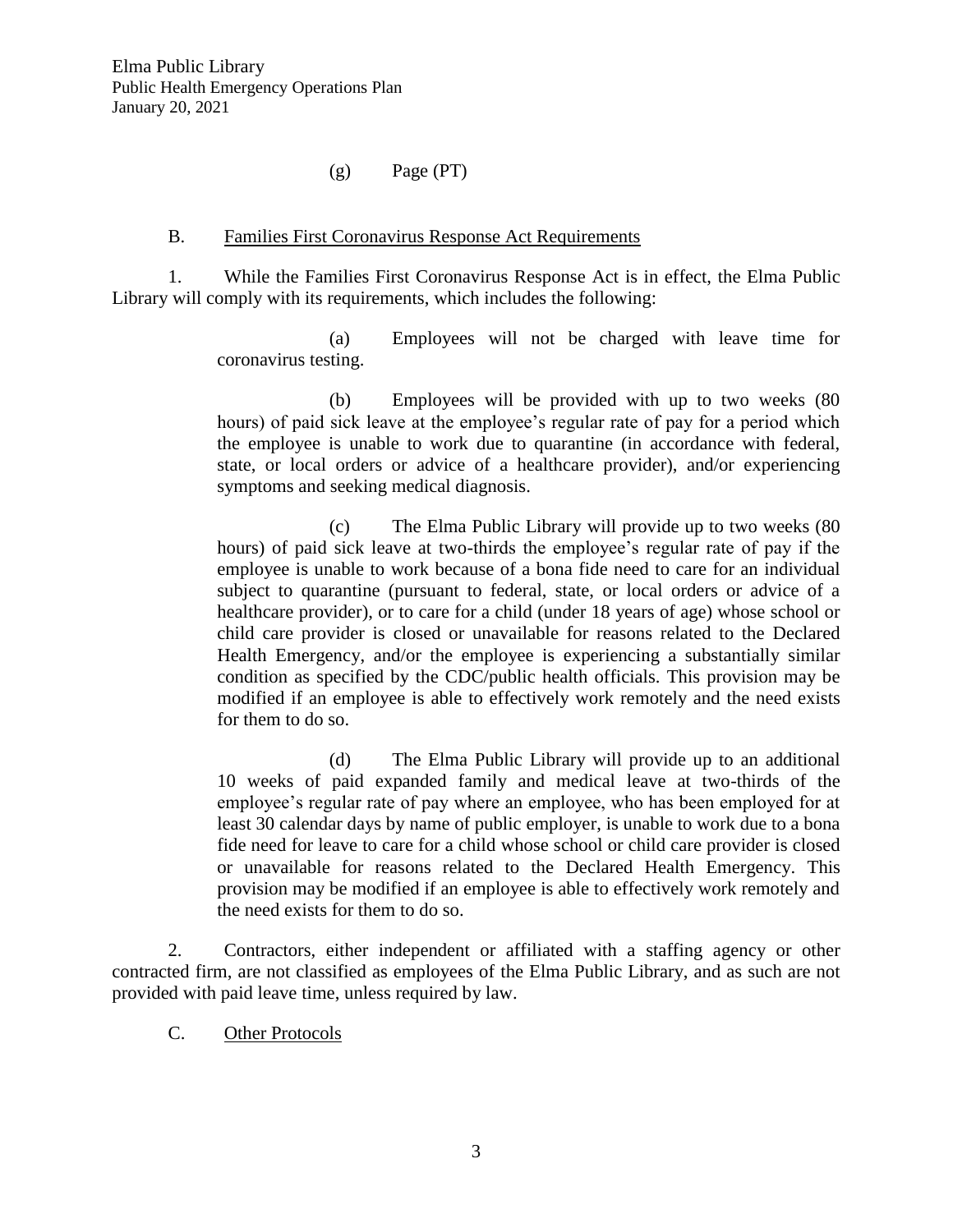(g) Page (PT)

B. Families First Coronavirus Response Act Requirements

1. While the Families First Coronavirus Response Act is in effect, the Elma Public Library will comply with its requirements, which includes the following:

(a) Employees will not be charged with leave time for coronavirus testing.

(b) Employees will be provided with up to two weeks (80 hours) of paid sick leave at the employee's regular rate of pay for a period which the employee is unable to work due to quarantine (in accordance with federal, state, or local orders or advice of a healthcare provider), and/or experiencing symptoms and seeking medical diagnosis.

(c) The Elma Public Library will provide up to two weeks (80 hours) of paid sick leave at two-thirds the employee's regular rate of pay if the employee is unable to work because of a bona fide need to care for an individual subject to quarantine (pursuant to federal, state, or local orders or advice of a healthcare provider), or to care for a child (under 18 years of age) whose school or child care provider is closed or unavailable for reasons related to the Declared Health Emergency, and/or the employee is experiencing a substantially similar condition as specified by the CDC/public health officials. This provision may be modified if an employee is able to effectively work remotely and the need exists for them to do so.

(d) The Elma Public Library will provide up to an additional 10 weeks of paid expanded family and medical leave at two-thirds of the employee's regular rate of pay where an employee, who has been employed for at least 30 calendar days by name of public employer, is unable to work due to a bona fide need for leave to care for a child whose school or child care provider is closed or unavailable for reasons related to the Declared Health Emergency. This provision may be modified if an employee is able to effectively work remotely and the need exists for them to do so.

2. Contractors, either independent or affiliated with a staffing agency or other contracted firm, are not classified as employees of the Elma Public Library, and as such are not provided with paid leave time, unless required by law.

C. Other Protocols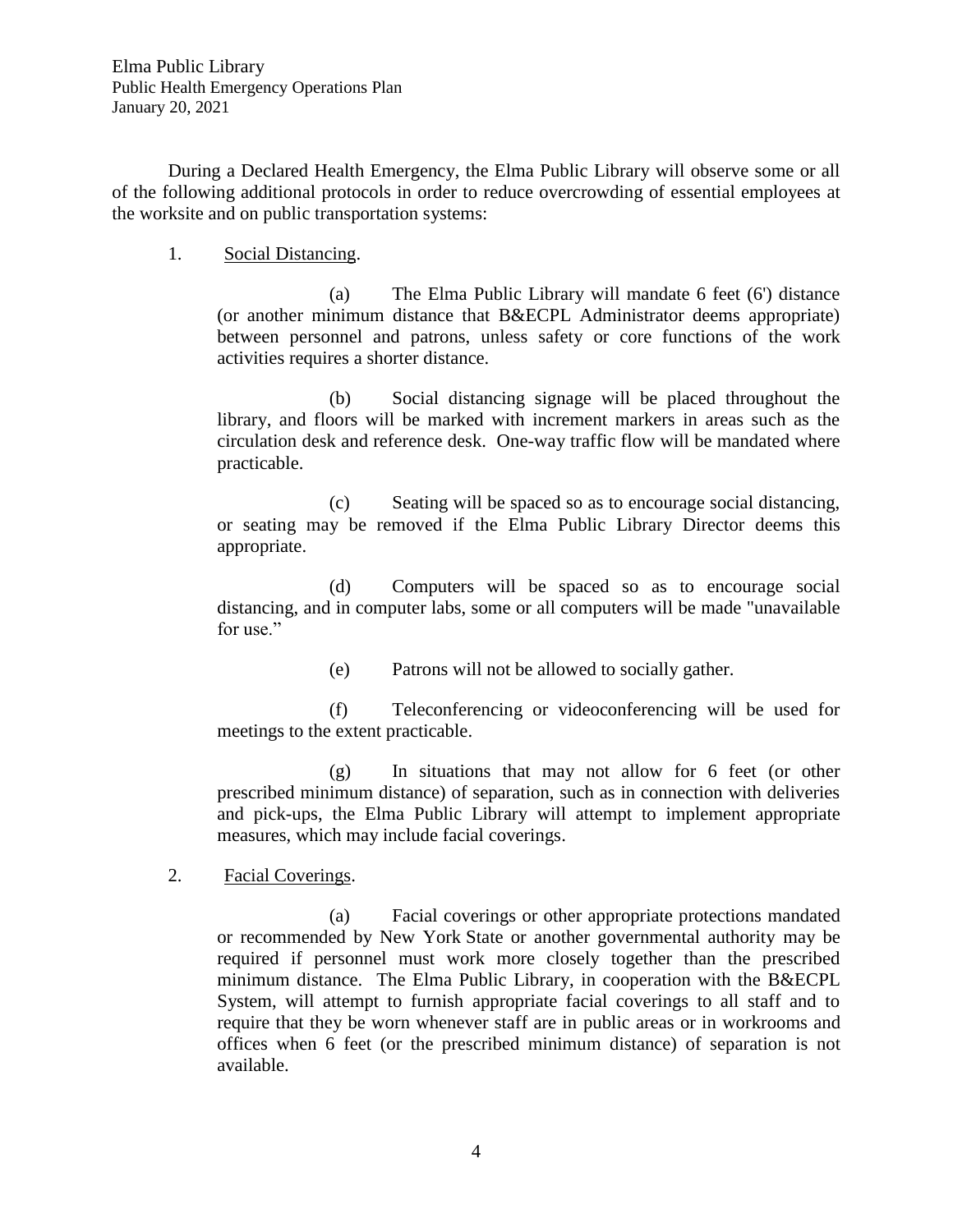During a Declared Health Emergency, the Elma Public Library will observe some or all of the following additional protocols in order to reduce overcrowding of essential employees at the worksite and on public transportation systems:

1. Social Distancing.

   (a) The Elma Public Library will mandate 6 feet (6') distance (or another minimum distance that B&ECPL Administrator deems appropriate) between personnel and patrons, unless safety or core functions of the work activities requires a shorter distance.

   (b) Social distancing signage will be placed throughout the library, and floors will be marked with increment markers in areas such as the circulation desk and reference desk. One-way traffic flow will be mandated where practicable.

   (c) Seating will be spaced so as to encourage social distancing, or seating may be removed if the Elma Public Library Director deems this appropriate.

   (d) Computers will be spaced so as to encourage social distancing, and in computer labs, some or all computers will be made "unavailable for use."

   (e) Patrons will not be allowed to socially gather.

   (f) Teleconferencing or videoconferencing will be used for meetings to the extent practicable.

   (g) In situations that may not allow for 6 feet (or other prescribed minimum distance) of separation, such as in connection with deliveries and pick-ups, the Elma Public Library will attempt to implement appropriate measures, which may include facial coverings.

2. Facial Coverings.

   (a) Facial coverings or other appropriate protections mandated or recommended by New York State or another governmental authority may be required if personnel must work more closely together than the prescribed minimum distance. The Elma Public Library, in cooperation with the B&ECPL System, will attempt to furnish appropriate facial coverings to all staff and to require that they be worn whenever staff are in public areas or in workrooms and offices when 6 feet (or the prescribed minimum distance) of separation is not available.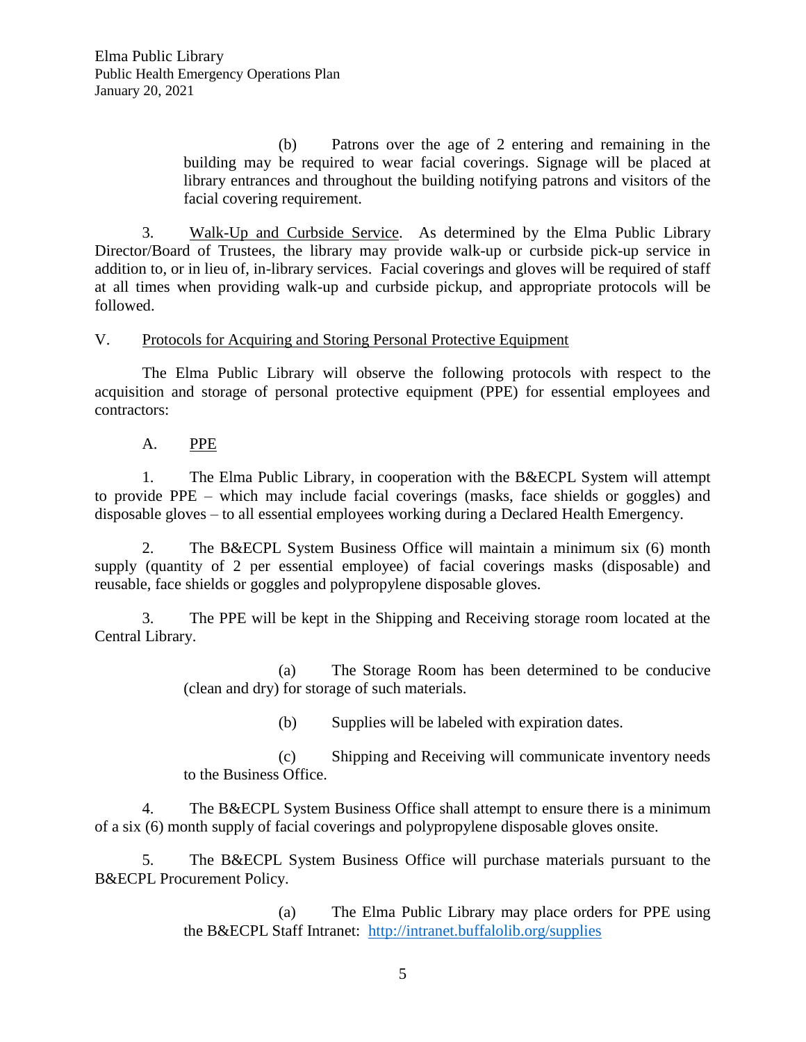(b) Patrons over the age of 2 entering and remaining in the building may be required to wear facial coverings. Signage will be placed at library entrances and throughout the building notifying patrons and visitors of the facial covering requirement.

3. Walk-Up and Curbside Service. As determined by the Elma Public Library Director/Board of Trustees, the library may provide walk-up or curbside pick-up service in addition to, or in lieu of, in-library services. Facial coverings and gloves will be required of staff at all times when providing walk-up and curbside pickup, and appropriate protocols will be followed.

## V. Protocols for Acquiring and Storing Personal Protective Equipment

The Elma Public Library will observe the following protocols with respect to the acquisition and storage of personal protective equipment (PPE) for essential employees and contractors:

### A. PPE

1. The Elma Public Library, in cooperation with the B&ECPL System will attempt to provide PPE – which may include facial coverings (masks, face shields or goggles) and disposable gloves – to all essential employees working during a Declared Health Emergency.

2. The B&ECPL System Business Office will maintain a minimum six (6) month supply (quantity of 2 per essential employee) of facial coverings masks (disposable) and reusable, face shields or goggles and polypropylene disposable gloves.

3. The PPE will be kept in the Shipping and Receiving storage room located at the Central Library.

   (a) The Storage Room has been determined to be conducive (clean and dry) for storage of such materials.

   (b) Supplies will be labeled with expiration dates.

   (c) Shipping and Receiving will communicate inventory needs to the Business Office.

4. The B&ECPL System Business Office shall attempt to ensure there is a minimum of a six (6) month supply of facial coverings and polypropylene disposable gloves onsite.

5. The B&ECPL System Business Office will purchase materials pursuant to the B&ECPL Procurement Policy.

   (a) The Elma Public Library may place orders for PPE using the B&ECPL Staff Intranet: http://intranet.buffalolib.org/supplies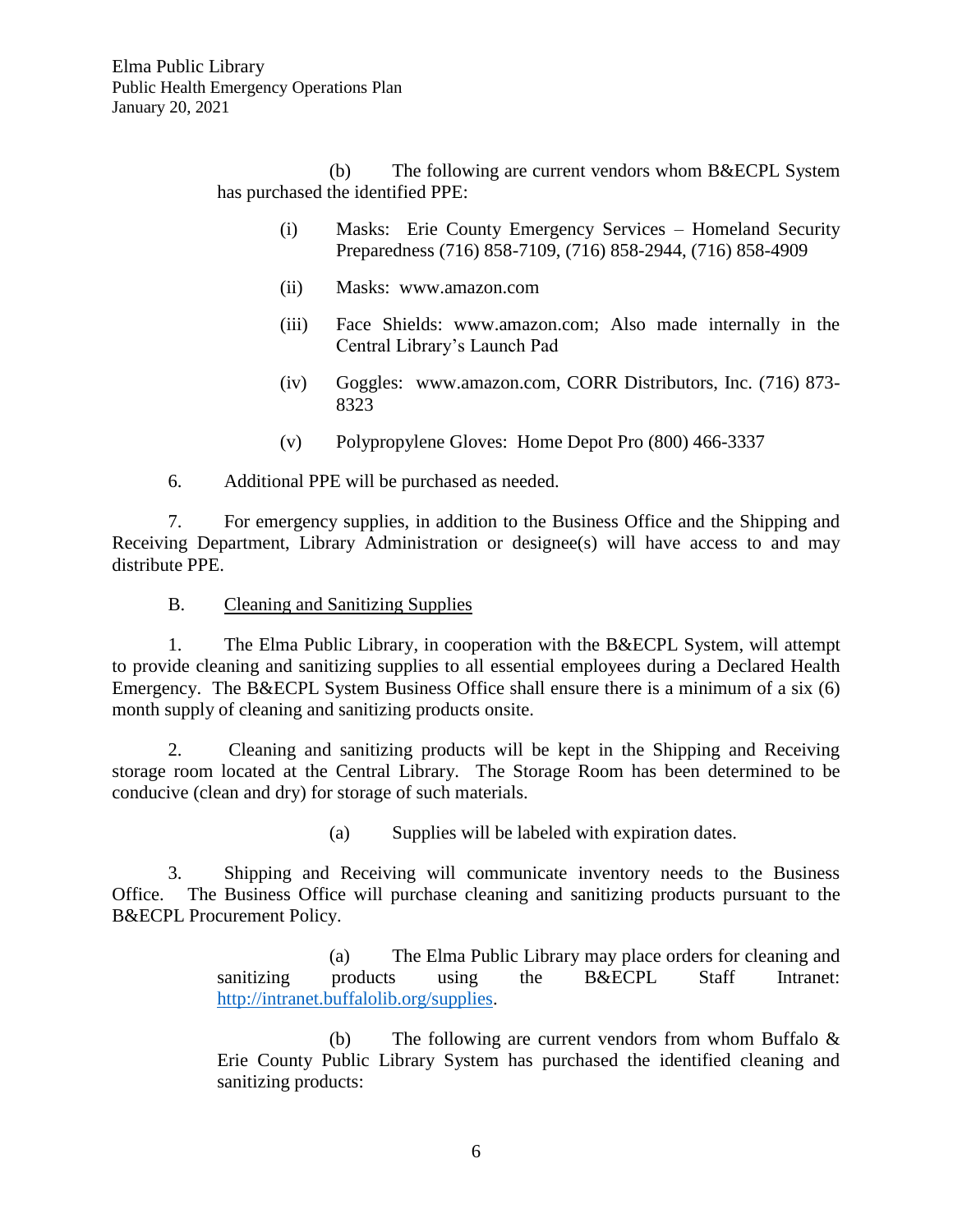(b) The following are current vendors whom B&ECPL System has purchased the identified PPE:

(i) Masks: Erie County Emergency Services – Homeland Security Preparedness (716) 858-7109, (716) 858-2944, (716) 858-4909

(ii) Masks: www.amazon.com

(iii) Face Shields: www.amazon.com; Also made internally in the Central Library's Launch Pad

(iv) Goggles: www.amazon.com, CORR Distributors, Inc. (716) 873-8323

(v) Polypropylene Gloves: Home Depot Pro (800) 466-3337

6. Additional PPE will be purchased as needed.

7. For emergency supplies, in addition to the Business Office and the Shipping and Receiving Department, Library Administration or designee(s) will have access to and may distribute PPE.

B. Cleaning and Sanitizing Supplies

1. The Elma Public Library, in cooperation with the B&ECPL System, will attempt to provide cleaning and sanitizing supplies to all essential employees during a Declared Health Emergency. The B&ECPL System Business Office shall ensure there is a minimum of a six (6) month supply of cleaning and sanitizing products onsite.

2. Cleaning and sanitizing products will be kept in the Shipping and Receiving storage room located at the Central Library. The Storage Room has been determined to be conducive (clean and dry) for storage of such materials.

(a) Supplies will be labeled with expiration dates.

3. Shipping and Receiving will communicate inventory needs to the Business Office. The Business Office will purchase cleaning and sanitizing products pursuant to the B&ECPL Procurement Policy.

(a) The Elma Public Library may place orders for cleaning and sanitizing products using the B&ECPL Staff Intranet: http://intranet.buffalolib.org/supplies.

(b) The following are current vendors from whom Buffalo & Erie County Public Library System has purchased the identified cleaning and sanitizing products: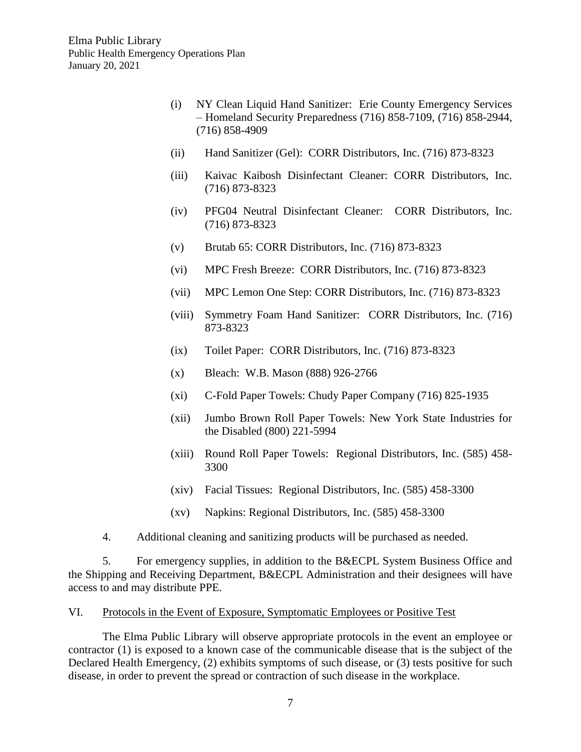(i) NY Clean Liquid Hand Sanitizer: Erie County Emergency Services – Homeland Security Preparedness (716) 858-7109, (716) 858-2944, (716) 858-4909

(ii) Hand Sanitizer (Gel): CORR Distributors, Inc. (716) 873-8323

(iii) Kaivac Kaibosh Disinfectant Cleaner: CORR Distributors, Inc. (716) 873-8323

(iv) PFG04 Neutral Disinfectant Cleaner: CORR Distributors, Inc. (716) 873-8323

(v) Brutab 65: CORR Distributors, Inc. (716) 873-8323

(vi) MPC Fresh Breeze: CORR Distributors, Inc. (716) 873-8323

(vii) MPC Lemon One Step: CORR Distributors, Inc. (716) 873-8323

(viii) Symmetry Foam Hand Sanitizer: CORR Distributors, Inc. (716) 873-8323

(ix) Toilet Paper: CORR Distributors, Inc. (716) 873-8323

(x) Bleach: W.B. Mason (888) 926-2766

(xi) C-Fold Paper Towels: Chudy Paper Company (716) 825-1935

(xii) Jumbo Brown Roll Paper Towels: New York State Industries for the Disabled (800) 221-5994

(xiii) Round Roll Paper Towels: Regional Distributors, Inc. (585) 458-3300

(xiv) Facial Tissues: Regional Distributors, Inc. (585) 458-3300

(xv) Napkins: Regional Distributors, Inc. (585) 458-3300

4. Additional cleaning and sanitizing products will be purchased as needed.

5. For emergency supplies, in addition to the B&ECPL System Business Office and the Shipping and Receiving Department, B&ECPL Administration and their designees will have access to and may distribute PPE.

## VI. Protocols in the Event of Exposure, Symptomatic Employees or Positive Test

The Elma Public Library will observe appropriate protocols in the event an employee or contractor (1) is exposed to a known case of the communicable disease that is the subject of the Declared Health Emergency, (2) exhibits symptoms of such disease, or (3) tests positive for such disease, in order to prevent the spread or contraction of such disease in the workplace.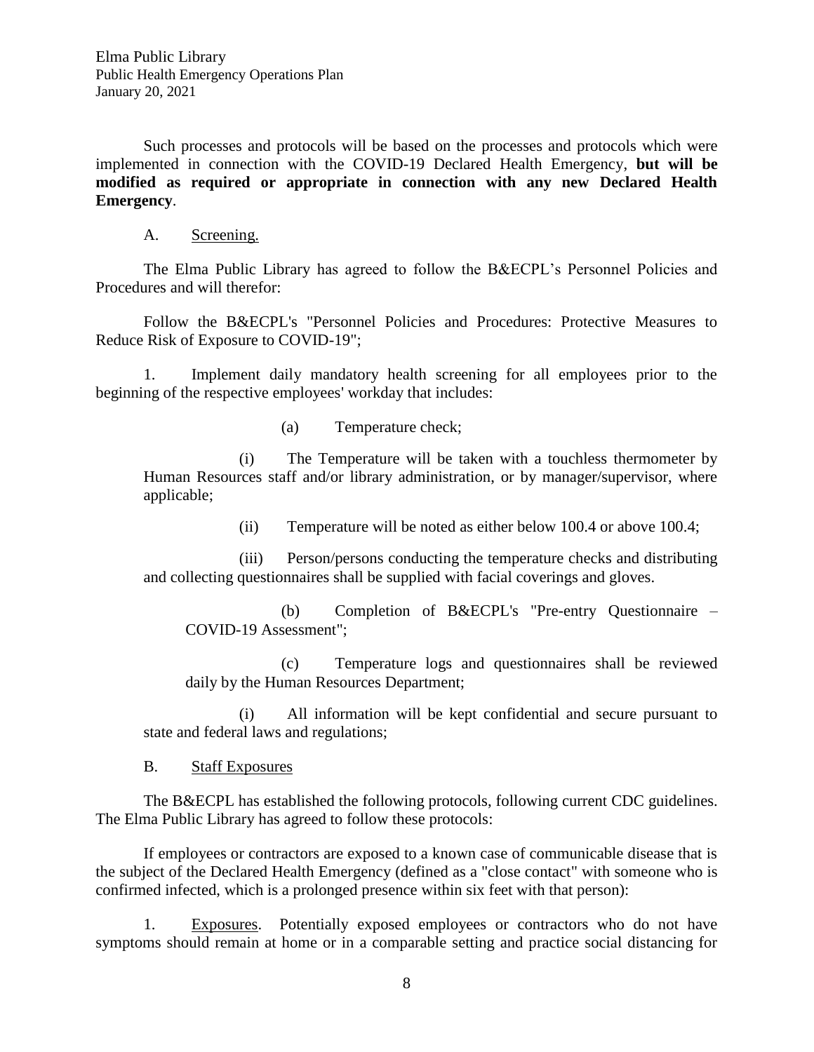Such processes and protocols will be based on the processes and protocols which were implemented in connection with the COVID-19 Declared Health Emergency, **but will be modified as required or appropriate in connection with any new Declared Health Emergency**.

A. <u>Screening.</u>

The Elma Public Library has agreed to follow the B&ECPL's Personnel Policies and Procedures and will therefor:

Follow the B&ECPL's "Personnel Policies and Procedures: Protective Measures to Reduce Risk of Exposure to COVID-19";

1. Implement daily mandatory health screening for all employees prior to the beginning of the respective employees' workday that includes:

(a) Temperature check;

(i) The Temperature will be taken with a touchless thermometer by Human Resources staff and/or library administration, or by manager/supervisor, where applicable;

(ii) Temperature will be noted as either below 100.4 or above 100.4;

(iii) Person/persons conducting the temperature checks and distributing and collecting questionnaires shall be supplied with facial coverings and gloves.

(b) Completion of B&ECPL's "Pre-entry Questionnaire – COVID-19 Assessment";

(c) Temperature logs and questionnaires shall be reviewed daily by the Human Resources Department;

(i) All information will be kept confidential and secure pursuant to state and federal laws and regulations;

B. <u>Staff Exposures</u>

The B&ECPL has established the following protocols, following current CDC guidelines. The Elma Public Library has agreed to follow these protocols:

If employees or contractors are exposed to a known case of communicable disease that is the subject of the Declared Health Emergency (defined as a "close contact" with someone who is confirmed infected, which is a prolonged presence within six feet with that person):

1. <u>Exposures</u>. Potentially exposed employees or contractors who do not have symptoms should remain at home or in a comparable setting and practice social distancing for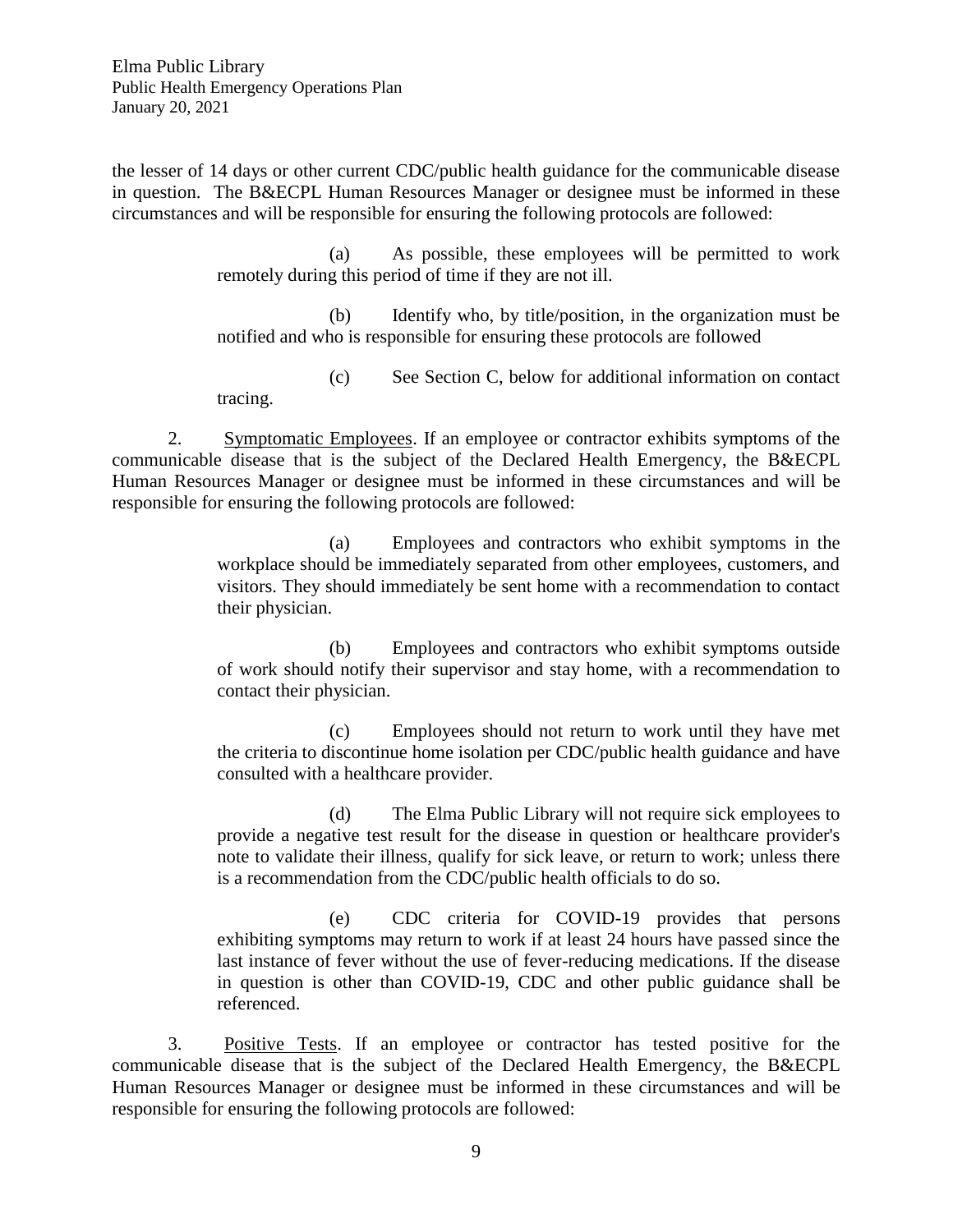the lesser of 14 days or other current CDC/public health guidance for the communicable disease in question. The B&ECPL Human Resources Manager or designee must be informed in these circumstances and will be responsible for ensuring the following protocols are followed:

> (a) As possible, these employees will be permitted to work remotely during this period of time if they are not ill.
>
> (b) Identify who, by title/position, in the organization must be notified and who is responsible for ensuring these protocols are followed
>
> (c) See Section C, below for additional information on contact tracing.

2. Symptomatic Employees. If an employee or contractor exhibits symptoms of the communicable disease that is the subject of the Declared Health Emergency, the B&ECPL Human Resources Manager or designee must be informed in these circumstances and will be responsible for ensuring the following protocols are followed:

> (a) Employees and contractors who exhibit symptoms in the workplace should be immediately separated from other employees, customers, and visitors. They should immediately be sent home with a recommendation to contact their physician.
>
> (b) Employees and contractors who exhibit symptoms outside of work should notify their supervisor and stay home, with a recommendation to contact their physician.
>
> (c) Employees should not return to work until they have met the criteria to discontinue home isolation per CDC/public health guidance and have consulted with a healthcare provider.
>
> (d) The Elma Public Library will not require sick employees to provide a negative test result for the disease in question or healthcare provider's note to validate their illness, qualify for sick leave, or return to work; unless there is a recommendation from the CDC/public health officials to do so.
>
> (e) CDC criteria for COVID-19 provides that persons exhibiting symptoms may return to work if at least 24 hours have passed since the last instance of fever without the use of fever-reducing medications. If the disease in question is other than COVID-19, CDC and other public guidance shall be referenced.

3. Positive Tests. If an employee or contractor has tested positive for the communicable disease that is the subject of the Declared Health Emergency, the B&ECPL Human Resources Manager or designee must be informed in these circumstances and will be responsible for ensuring the following protocols are followed: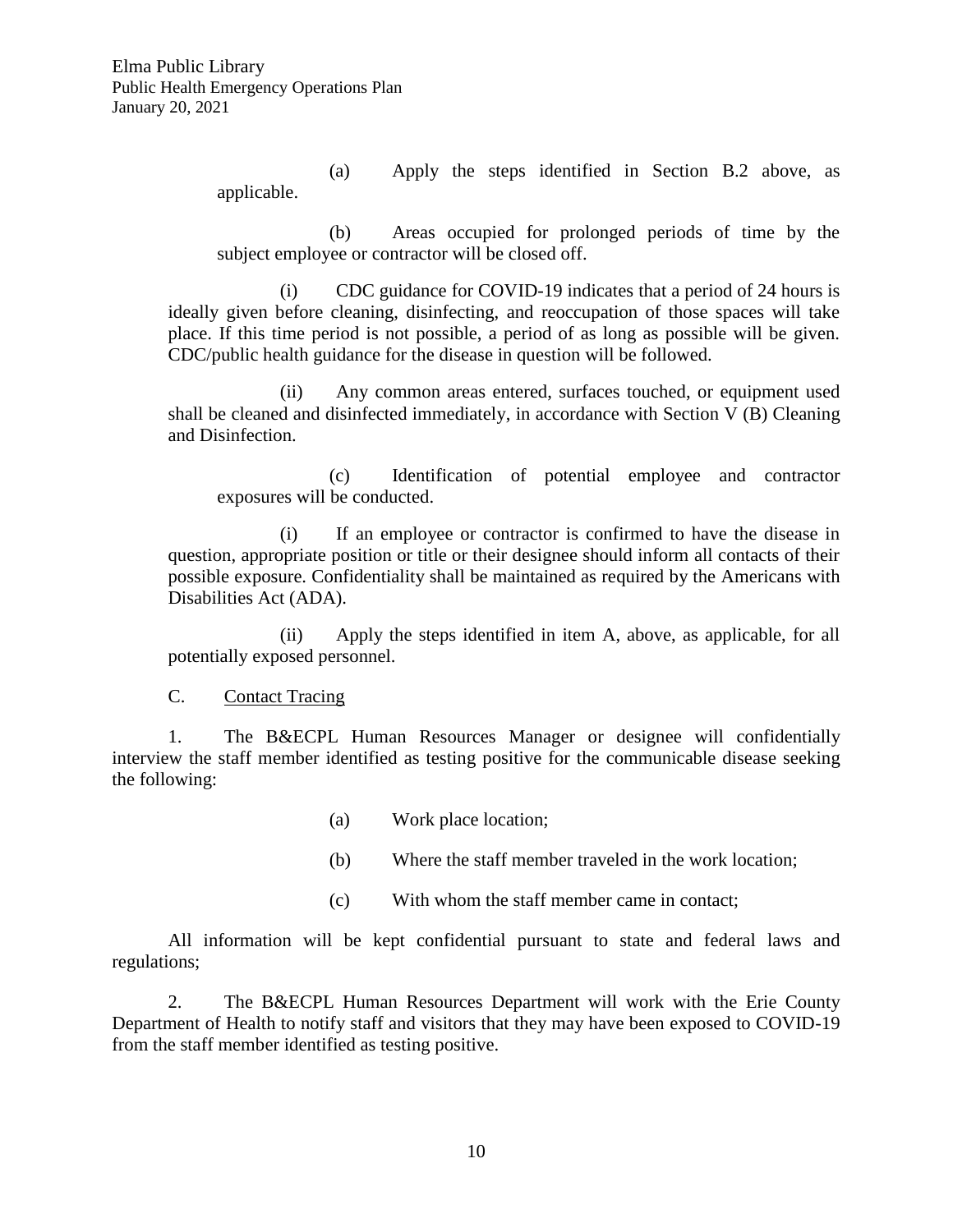(a) Apply the steps identified in Section B.2 above, as applicable.

(b) Areas occupied for prolonged periods of time by the subject employee or contractor will be closed off.

(i) CDC guidance for COVID-19 indicates that a period of 24 hours is ideally given before cleaning, disinfecting, and reoccupation of those spaces will take place. If this time period is not possible, a period of as long as possible will be given. CDC/public health guidance for the disease in question will be followed.

(ii) Any common areas entered, surfaces touched, or equipment used shall be cleaned and disinfected immediately, in accordance with Section V (B) Cleaning and Disinfection.

(c) Identification of potential employee and contractor exposures will be conducted.

(i) If an employee or contractor is confirmed to have the disease in question, appropriate position or title or their designee should inform all contacts of their possible exposure. Confidentiality shall be maintained as required by the Americans with Disabilities Act (ADA).

(ii) Apply the steps identified in item A, above, as applicable, for all potentially exposed personnel.

C. <u>Contact Tracing</u>

1. The B&ECPL Human Resources Manager or designee will confidentially interview the staff member identified as testing positive for the communicable disease seeking the following:

(a) Work place location;

(b) Where the staff member traveled in the work location;

(c) With whom the staff member came in contact;

All information will be kept confidential pursuant to state and federal laws and regulations;

2. The B&ECPL Human Resources Department will work with the Erie County Department of Health to notify staff and visitors that they may have been exposed to COVID-19 from the staff member identified as testing positive.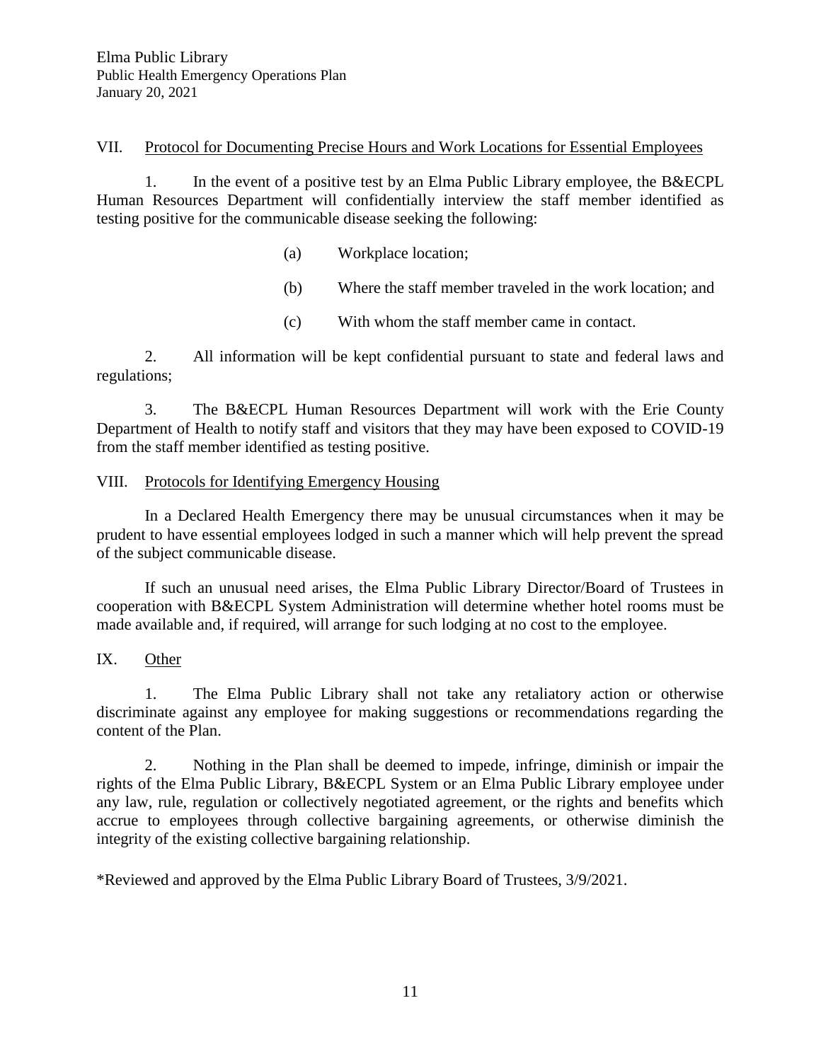## VII. Protocol for Documenting Precise Hours and Work Locations for Essential Employees

1. In the event of a positive test by an Elma Public Library employee, the B&ECPL Human Resources Department will confidentially interview the staff member identified as testing positive for the communicable disease seeking the following:

   (a) Workplace location;

   (b) Where the staff member traveled in the work location; and

   (c) With whom the staff member came in contact.

2. All information will be kept confidential pursuant to state and federal laws and regulations;

3. The B&ECPL Human Resources Department will work with the Erie County Department of Health to notify staff and visitors that they may have been exposed to COVID-19 from the staff member identified as testing positive.

## VIII. Protocols for Identifying Emergency Housing

In a Declared Health Emergency there may be unusual circumstances when it may be prudent to have essential employees lodged in such a manner which will help prevent the spread of the subject communicable disease.

If such an unusual need arises, the Elma Public Library Director/Board of Trustees in cooperation with B&ECPL System Administration will determine whether hotel rooms must be made available and, if required, will arrange for such lodging at no cost to the employee.

## IX. Other

1. The Elma Public Library shall not take any retaliatory action or otherwise discriminate against any employee for making suggestions or recommendations regarding the content of the Plan.

2. Nothing in the Plan shall be deemed to impede, infringe, diminish or impair the rights of the Elma Public Library, B&ECPL System or an Elma Public Library employee under any law, rule, regulation or collectively negotiated agreement, or the rights and benefits which accrue to employees through collective bargaining agreements, or otherwise diminish the integrity of the existing collective bargaining relationship.

*Reviewed and approved by the Elma Public Library Board of Trustees, 3/9/2021.